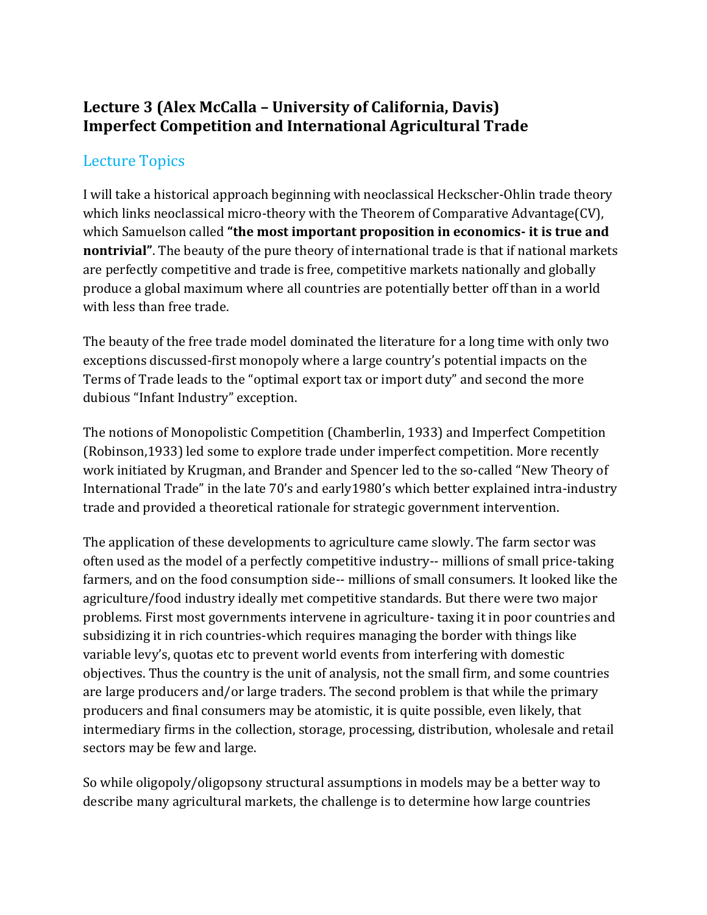# Lecture 3 (Alex McCalla – University of California, Davis)
# Imperfect Competition and International Agricultural Trade

## Lecture Topics

I will take a historical approach beginning with neoclassical Heckscher-Ohlin trade theory which links neoclassical micro-theory with the Theorem of Comparative Advantage(CV), which Samuelson called **"the most important proposition in economics- it is true and nontrivial"**. The beauty of the pure theory of international trade is that if national markets are perfectly competitive and trade is free, competitive markets nationally and globally produce a global maximum where all countries are potentially better off than in a world with less than free trade.

The beauty of the free trade model dominated the literature for a long time with only two exceptions discussed-first monopoly where a large country's potential impacts on the Terms of Trade leads to the "optimal export tax or import duty" and second the more dubious "Infant Industry" exception.

The notions of Monopolistic Competition (Chamberlin, 1933) and Imperfect Competition (Robinson,1933) led some to explore trade under imperfect competition. More recently work initiated by Krugman, and Brander and Spencer led to the so-called "New Theory of International Trade" in the late 70's and early1980's which better explained intra-industry trade and provided a theoretical rationale for strategic government intervention.

The application of these developments to agriculture came slowly. The farm sector was often used as the model of a perfectly competitive industry-- millions of small price-taking farmers, and on the food consumption side-- millions of small consumers. It looked like the agriculture/food industry ideally met competitive standards. But there were two major problems. First most governments intervene in agriculture- taxing it in poor countries and subsidizing it in rich countries-which requires managing the border with things like variable levy's, quotas etc to prevent world events from interfering with domestic objectives. Thus the country is the unit of analysis, not the small firm, and some countries are large producers and/or large traders. The second problem is that while the primary producers and final consumers may be atomistic, it is quite possible, even likely, that intermediary firms in the collection, storage, processing, distribution, wholesale and retail sectors may be few and large.

So while oligopoly/oligopsony structural assumptions in models may be a better way to describe many agricultural markets, the challenge is to determine how large countries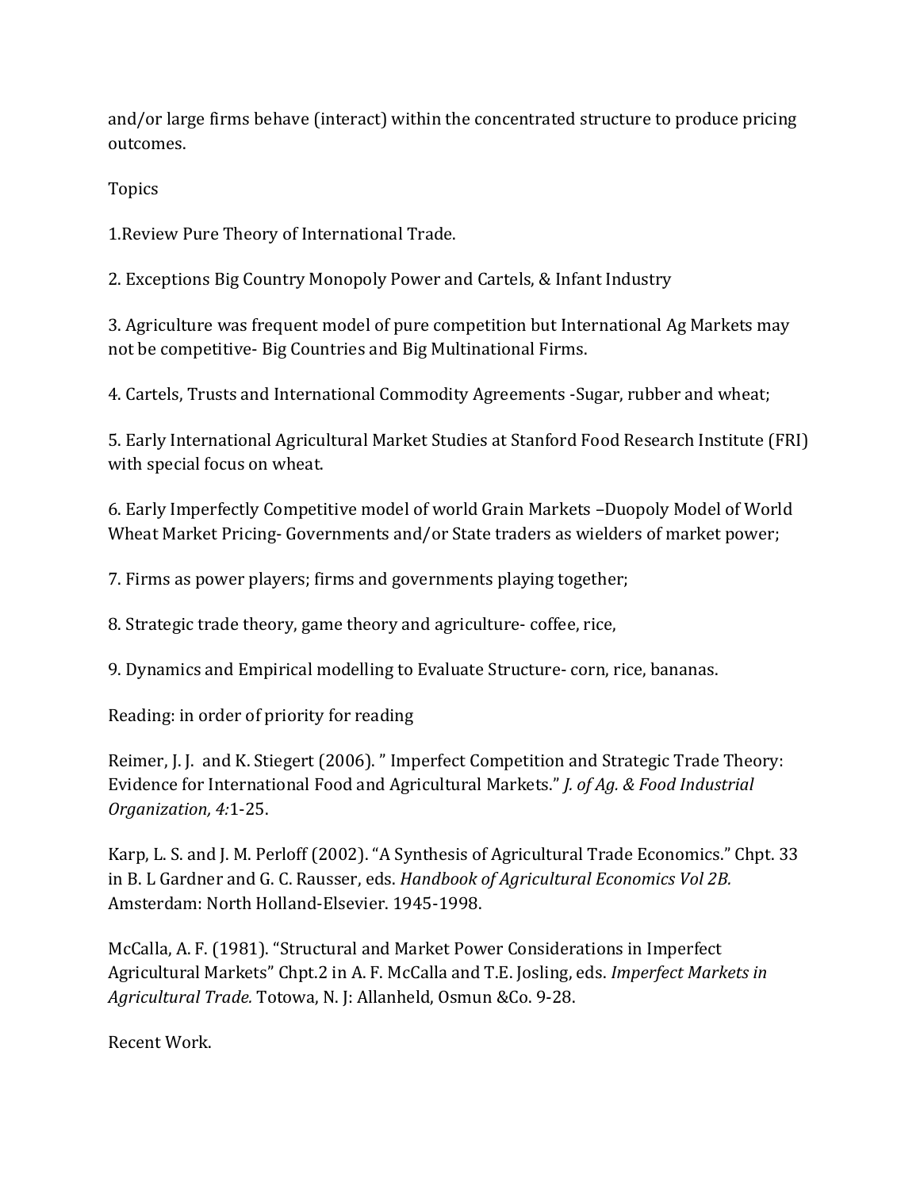and/or large firms behave (interact) within the concentrated structure to produce pricing outcomes.

Topics

1.Review Pure Theory of International Trade.

2. Exceptions Big Country Monopoly Power and Cartels, & Infant Industry

3. Agriculture was frequent model of pure competition but International Ag Markets may not be competitive- Big Countries and Big Multinational Firms.

4. Cartels, Trusts and International Commodity Agreements -Sugar, rubber and wheat;

5. Early International Agricultural Market Studies at Stanford Food Research Institute (FRI) with special focus on wheat.

6. Early Imperfectly Competitive model of world Grain Markets –Duopoly Model of World Wheat Market Pricing- Governments and/or State traders as wielders of market power;

7. Firms as power players; firms and governments playing together;

8. Strategic trade theory, game theory and agriculture- coffee, rice,

9. Dynamics and Empirical modelling to Evaluate Structure- corn, rice, bananas.

Reading: in order of priority for reading

Reimer, J. J. and K. Stiegert (2006). " Imperfect Competition and Strategic Trade Theory: Evidence for International Food and Agricultural Markets." *J. of Ag. & Food Industrial Organization, 4:*1-25.

Karp, L. S. and J. M. Perloff (2002). "A Synthesis of Agricultural Trade Economics." Chpt. 33 in B. L Gardner and G. C. Rausser, eds. *Handbook of Agricultural Economics Vol 2B.* Amsterdam: North Holland-Elsevier. 1945-1998.

McCalla, A. F. (1981). "Structural and Market Power Considerations in Imperfect Agricultural Markets" Chpt.2 in A. F. McCalla and T.E. Josling, eds. *Imperfect Markets in Agricultural Trade.* Totowa, N. J: Allanheld, Osmun &Co. 9-28.

Recent Work.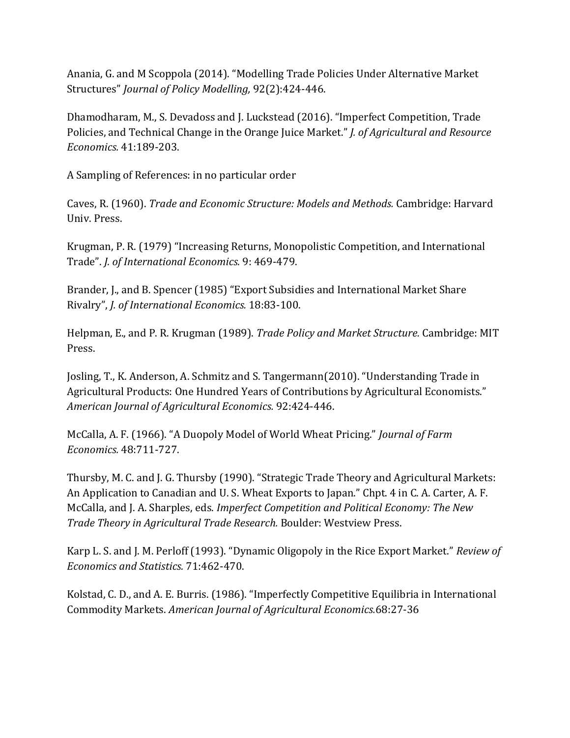Anania, G. and M Scoppola (2014). “Modelling Trade Policies Under Alternative Market Structures” *Journal of Policy Modelling,* 92(2):424-446.

Dhamodharam, M., S. Devadoss and J. Luckstead (2016). “Imperfect Competition, Trade Policies, and Technical Change in the Orange Juice Market.” *J. of Agricultural and Resource Economics.* 41:189-203.

A Sampling of References: in no particular order

Caves, R. (1960). *Trade and Economic Structure: Models and Methods.* Cambridge: Harvard Univ. Press.

Krugman, P. R. (1979) “Increasing Returns, Monopolistic Competition, and International Trade”. *J. of International Economics.* 9: 469-479.

Brander, J., and B. Spencer (1985) “Export Subsidies and International Market Share Rivalry”, *J. of International Economics.* 18:83-100.

Helpman, E., and P. R. Krugman (1989). *Trade Policy and Market Structure.* Cambridge: MIT Press.

Josling, T., K. Anderson, A. Schmitz and S. Tangermann(2010). “Understanding Trade in Agricultural Products: One Hundred Years of Contributions by Agricultural Economists.” *American Journal of Agricultural Economics.* 92:424-446.

McCalla, A. F. (1966). “A Duopoly Model of World Wheat Pricing.” *Journal of Farm Economics.* 48:711-727.

Thursby, M. C. and J. G. Thursby (1990). “Strategic Trade Theory and Agricultural Markets: An Application to Canadian and U. S. Wheat Exports to Japan.” Chpt. 4 in C. A. Carter, A. F. McCalla, and J. A. Sharples, eds. *Imperfect Competition and Political Economy: The New Trade Theory in Agricultural Trade Research.* Boulder: Westview Press.

Karp L. S. and J. M. Perloff (1993). “Dynamic Oligopoly in the Rice Export Market.” *Review of Economics and Statistics.* 71:462-470.

Kolstad, C. D., and A. E. Burris. (1986). “Imperfectly Competitive Equilibria in International Commodity Markets. *American Journal of Agricultural Economics.*68:27-36